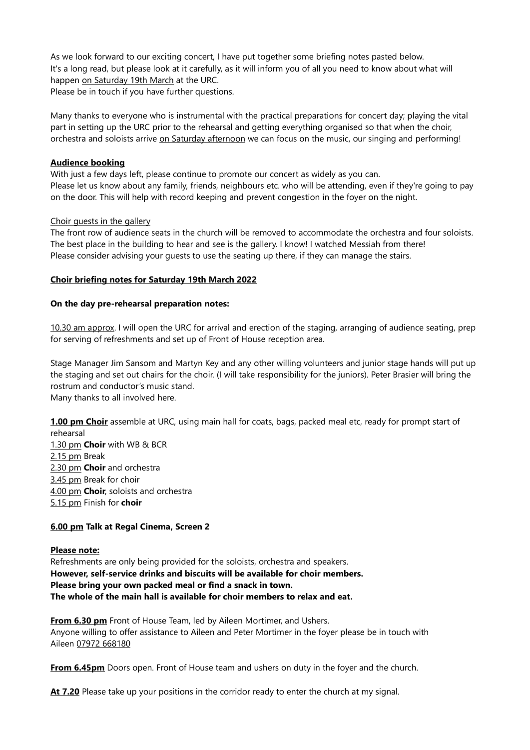As we look forward to our exciting concert, I have put together some briefing notes pasted below.
It's a long read, but please look at it carefully, as it will inform you of all you need to know about what will happen on Saturday 19th March at the URC.
Please be in touch if you have further questions.

Many thanks to everyone who is instrumental with the practical preparations for concert day; playing the vital part in setting up the URC prior to the rehearsal and getting everything organised so that when the choir, orchestra and soloists arrive on Saturday afternoon we can focus on the music, our singing and performing!

**Audience booking**

With just a few days left, please continue to promote our concert as widely as you can.
Please let us know about any family, friends, neighbours etc. who will be attending, even if they're going to pay on the door. This will help with record keeping and prevent congestion in the foyer on the night.

Choir guests in the gallery

The front row of audience seats in the church will be removed to accommodate the orchestra and four soloists.
The best place in the building to hear and see is the gallery. I know! I watched Messiah from there!
Please consider advising your guests to use the seating up there, if they can manage the stairs.

**Choir briefing notes for Saturday 19th March 2022**

**On the day pre-rehearsal preparation notes:**

10.30 am approx. I will open the URC for arrival and erection of the staging, arranging of audience seating, prep for serving of refreshments and set up of Front of House reception area.

Stage Manager Jim Sansom and Martyn Key and any other willing volunteers and junior stage hands will put up the staging and set out chairs for the choir. (I will take responsibility for the juniors). Peter Brasier will bring the rostrum and conductor's music stand.
Many thanks to all involved here.

**1.00 pm Choir** assemble at URC, using main hall for coats, bags, packed meal etc, ready for prompt start of rehearsal
1.30 pm **Choir** with WB & BCR
2.15 pm Break
2.30 pm **Choir** and orchestra
3.45 pm Break for choir
4.00 pm **Choir**, soloists and orchestra
5.15 pm Finish for **choir**

**6.00 pm Talk at Regal Cinema, Screen 2**

**Please note:**

Refreshments are only being provided for the soloists, orchestra and speakers.
**However, self-service drinks and biscuits will be available for choir members.**
**Please bring your own packed meal or find a snack in town.**
**The whole of the main hall is available for choir members to relax and eat.**

**From 6.30 pm** Front of House Team, led by Aileen Mortimer, and Ushers.
Anyone willing to offer assistance to Aileen and Peter Mortimer in the foyer please be in touch with Aileen 07972 668180

**From 6.45pm** Doors open. Front of House team and ushers on duty in the foyer and the church.

**At 7.20** Please take up your positions in the corridor ready to enter the church at my signal.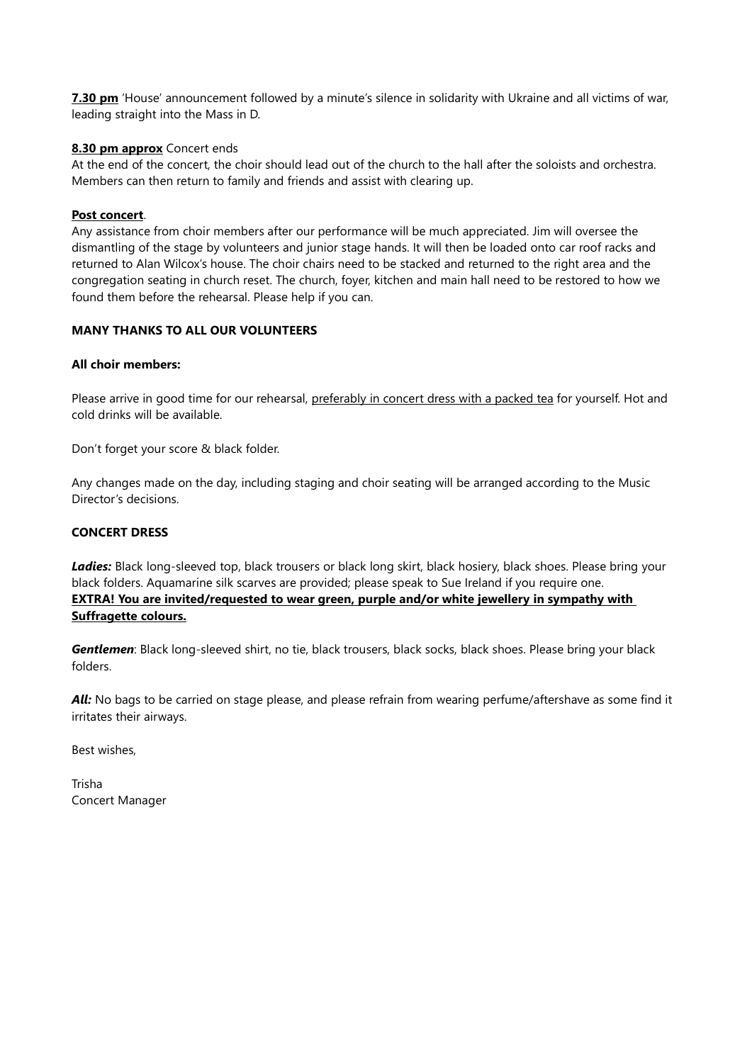**7.30 pm** 'House' announcement followed by a minute's silence in solidarity with Ukraine and all victims of war, leading straight into the Mass in D.

**8.30 pm approx** Concert ends
At the end of the concert, the choir should lead out of the church to the hall after the soloists and orchestra. Members can then return to family and friends and assist with clearing up.

**Post concert**.
Any assistance from choir members after our performance will be much appreciated. Jim will oversee the dismantling of the stage by volunteers and junior stage hands. It will then be loaded onto car roof racks and returned to Alan Wilcox's house. The choir chairs need to be stacked and returned to the right area and the congregation seating in church reset. The church, foyer, kitchen and main hall need to be restored to how we found them before the rehearsal. Please help if you can.

**MANY THANKS TO ALL OUR VOLUNTEERS**

**All choir members:**

Please arrive in good time for our rehearsal, preferably in concert dress with a packed tea for yourself. Hot and cold drinks will be available.

Don't forget your score & black folder.

Any changes made on the day, including staging and choir seating will be arranged according to the Music Director's decisions.

**CONCERT DRESS**

***Ladies:*** Black long-sleeved top, black trousers or black long skirt, black hosiery, black shoes. Please bring your black folders. Aquamarine silk scarves are provided; please speak to Sue Ireland if you require one.
**EXTRA! You are invited/requested to wear green, purple and/or white jewellery in sympathy with Suffragette colours.**

***Gentlemen***: Black long-sleeved shirt, no tie, black trousers, black socks, black shoes. Please bring your black folders.

***All:*** No bags to be carried on stage please, and please refrain from wearing perfume/aftershave as some find it irritates their airways.

Best wishes,

Trisha
Concert Manager